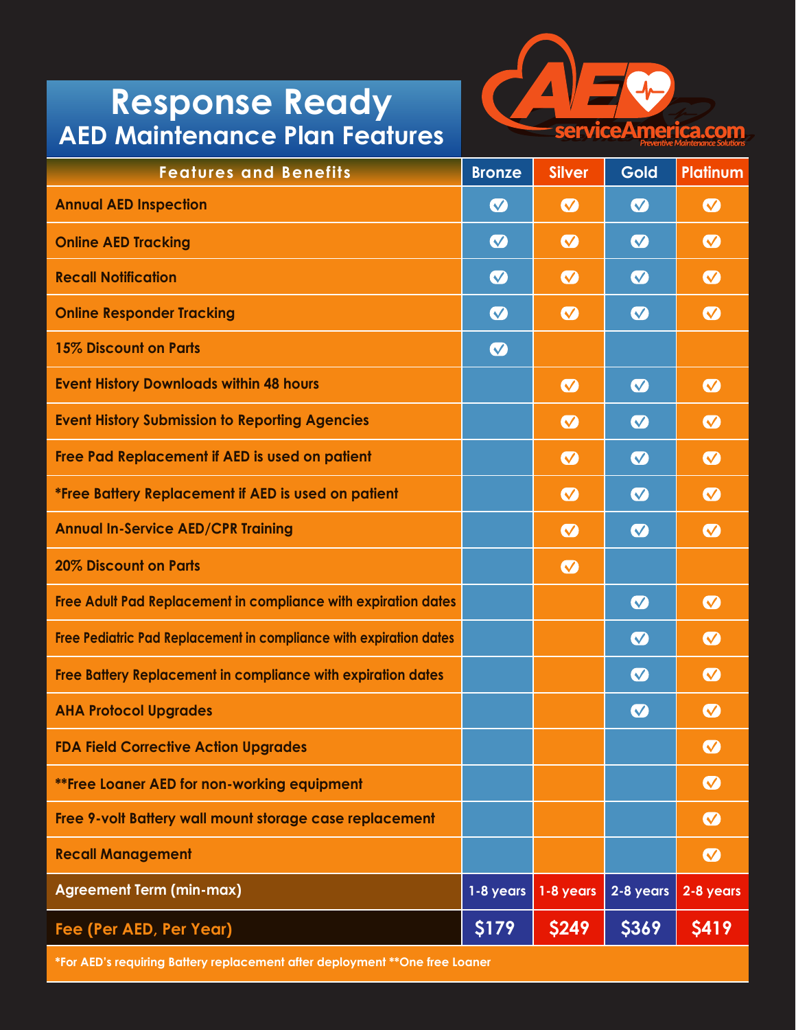# Response Ready
## AED Maintenance Plan Features

AEDserviceAmerica.com
Preventive Maintenance Solutions

| Features and Benefits | Bronze | Silver | Gold | Platinum |
|---|---|---|---|---|
| Annual AED Inspection | ✓ | ✓ | ✓ | ✓ |
| Online AED Tracking | ✓ | ✓ | ✓ | ✓ |
| Recall Notification | ✓ | ✓ | ✓ | ✓ |
| Online Responder Tracking | ✓ | ✓ | ✓ | ✓ |
| 15% Discount on Parts | ✓ | | | |
| Event History Downloads within 48 hours | | ✓ | ✓ | ✓ |
| Event History Submission to Reporting Agencies | | ✓ | ✓ | ✓ |
| Free Pad Replacement if AED is used on patient | | ✓ | ✓ | ✓ |
| *Free Battery Replacement if AED is used on patient | | ✓ | ✓ | ✓ |
| Annual In-Service AED/CPR Training | | ✓ | ✓ | ✓ |
| 20% Discount on Parts | | ✓ | | |
| Free Adult Pad Replacement in compliance with expiration dates | | | ✓ | ✓ |
| Free Pediatric Pad Replacement in compliance with expiration dates | | | ✓ | ✓ |
| Free Battery Replacement in compliance with expiration dates | | | ✓ | ✓ |
| AHA Protocol Upgrades | | | ✓ | ✓ |
| FDA Field Corrective Action Upgrades | | | | ✓ |
| **Free Loaner AED for non-working equipment | | | | ✓ |
| Free 9-volt Battery wall mount storage case replacement | | | | ✓ |
| Recall Management | | | | ✓ |
| Agreement Term (min-max) | 1-8 years | 1-8 years | 2-8 years | 2-8 years |
| Fee (Per AED, Per Year) | $179 | $249 | $369 | $419 |

*For AED's requiring Battery replacement after deployment **One free Loaner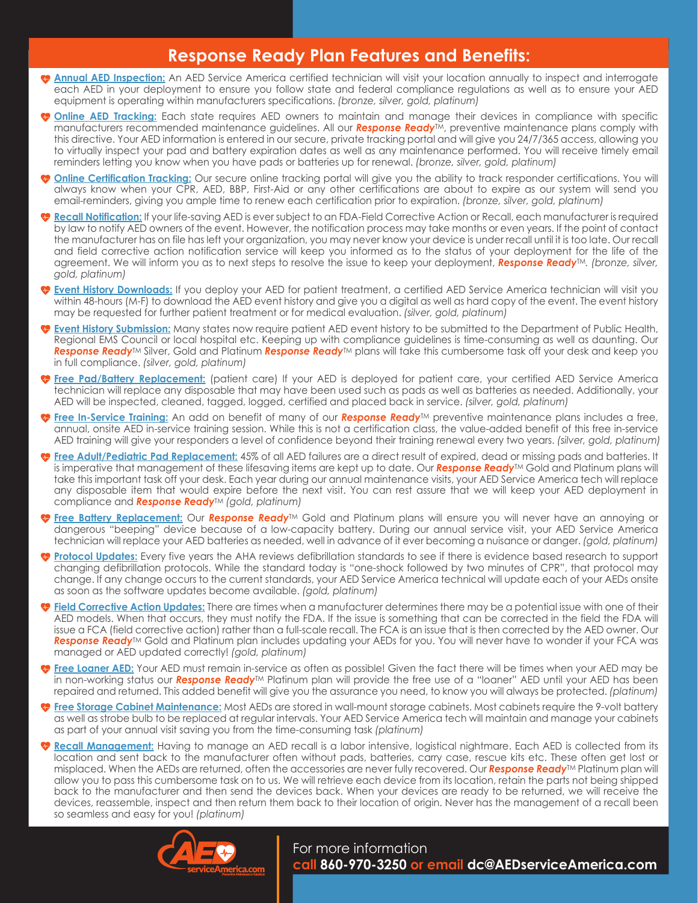## Response Ready Plan Features and Benefits:

- **Annual AED Inspection:** An AED Service America certified technician will visit your location annually to inspect and interrogate each AED in your deployment to ensure you follow state and federal compliance regulations as well as to ensure your AED equipment is operating within manufacturers specifications. *(bronze, silver, gold, platinum)*
- **Online AED Tracking:** Each state requires AED owners to maintain and manage their devices in compliance with specific manufacturers recommended maintenance guidelines. All our ***Response Ready***™, preventive maintenance plans comply with this directive. Your AED information is entered in our secure, private tracking portal and will give you 24/7/365 access, allowing you to virtually inspect your pad and battery expiration dates as well as any maintenance performed. You will receive timely email reminders letting you know when you have pads or batteries up for renewal. *(bronze, silver, gold, platinum)*
- **Online Certification Tracking:** Our secure online tracking portal will give you the ability to track responder certifications. You will always know when your CPR, AED, BBP, First-Aid or any other certifications are about to expire as our system will send you email-reminders, giving you ample time to renew each certification prior to expiration. *(bronze, silver, gold, platinum)*
- **Recall Notification:** If your life-saving AED is ever subject to an FDA-Field Corrective Action or Recall, each manufacturer is required by law to notify AED owners of the event. However, the notification process may take months or even years. If the point of contact the manufacturer has on file has left your organization, you may never know your device is under recall until it is too late. Our recall and field corrective action notification service will keep you informed as to the status of your deployment for the life of the agreement. We will inform you as to next steps to resolve the issue to keep your deployment, ***Response Ready***™. *(bronze, silver, gold, platinum)*
- **Event History Downloads:** If you deploy your AED for patient treatment, a certified AED Service America technician will visit you within 48-hours (M-F) to download the AED event history and give you a digital as well as hard copy of the event. The event history may be requested for further patient treatment or for medical evaluation. *(silver, gold, platinum)*
- **Event History Submission:** Many states now require patient AED event history to be submitted to the Department of Public Health, Regional EMS Council or local hospital etc. Keeping up with compliance guidelines is time-consuming as well as daunting. Our ***Response Ready***™ Silver, Gold and Platinum ***Response Ready***™ plans will take this cumbersome task off your desk and keep you in full compliance. *(silver, gold, platinum)*
- **Free Pad/Battery Replacement:** (patient care) If your AED is deployed for patient care, your certified AED Service America technician will replace any disposable that may have been used such as pads as well as batteries as needed. Additionally, your AED will be inspected, cleaned, tagged, logged, certified and placed back in service. *(silver, gold, platinum)*
- **Free In-Service Training:** An add on benefit of many of our ***Response Ready***™ preventive maintenance plans includes a free, annual, onsite AED in-service training session. While this is not a certification class, the value-added benefit of this free in-service AED training will give your responders a level of confidence beyond their training renewal every two years. *(silver, gold, platinum)*
- **Free Adult/Pediatric Pad Replacement:** 45% of all AED failures are a direct result of expired, dead or missing pads and batteries. It is imperative that management of these lifesaving items are kept up to date. Our ***Response Ready***™ Gold and Platinum plans will take this important task off your desk. Each year during our annual maintenance visits, your AED Service America tech will replace any disposable item that would expire before the next visit. You can rest assure that we will keep your AED deployment in compliance and ***Response Ready***™ *(gold, platinum)*
- **Free Battery Replacement:** Our ***Response Ready***™ Gold and Platinum plans will ensure you will never have an annoying or dangerous "beeping" device because of a low-capacity battery. During our annual service visit, your AED Service America technician will replace your AED batteries as needed, well in advance of it ever becoming a nuisance or danger. *(gold, platinum)*
- **Protocol Updates:** Every five years the AHA reviews defibrillation standards to see if there is evidence based research to support changing defibrillation protocols. While the standard today is "one-shock followed by two minutes of CPR", that protocol may change. If any change occurs to the current standards, your AED Service America technical will update each of your AEDs onsite as soon as the software updates become available. *(gold, platinum)*
- **Field Corrective Action Updates:** There are times when a manufacturer determines there may be a potential issue with one of their AED models. When that occurs, they must notify the FDA. If the issue is something that can be corrected in the field the FDA will issue a FCA (field corrective action) rather than a full-scale recall. The FCA is an issue that is then corrected by the AED owner. Our ***Response Ready***™ Gold and Platinum plan includes updating your AEDs for you. You will never have to wonder if your FCA was managed or AED updated correctly! *(gold, platinum)*
- **Free Loaner AED:** Your AED must remain in-service as often as possible! Given the fact there will be times when your AED may be in non-working status our ***Response Ready***™ Platinum plan will provide the free use of a "loaner" AED until your AED has been repaired and returned. This added benefit will give you the assurance you need, to know you will always be protected. *(platinum)*
- **Free Storage Cabinet Maintenance:** Most AEDs are stored in wall-mount storage cabinets. Most cabinets require the 9-volt battery as well as strobe bulb to be replaced at regular intervals. Your AED Service America tech will maintain and manage your cabinets as part of your annual visit saving you from the time-consuming task *(platinum)*
- **Recall Management:** Having to manage an AED recall is a labor intensive, logistical nightmare. Each AED is collected from its location and sent back to the manufacturer often without pads, batteries, carry case, rescue kits etc. These often get lost or misplaced. When the AEDs are returned, often the accessories are never fully recovered. Our ***Response Ready***™ Platinum plan will allow you to pass this cumbersome task on to us. We will retrieve each device from its location, retain the parts not being shipped back to the manufacturer and then send the devices back. When your devices are ready to be returned, we will receive the devices, reassemble, inspect and then return them back to their location of origin. Never has the management of a recall been so seamless and easy for you! *(platinum)*

AED serviceAmerica.com

For more information
**call 860-970-3250 or email dc@AEDserviceAmerica.com**